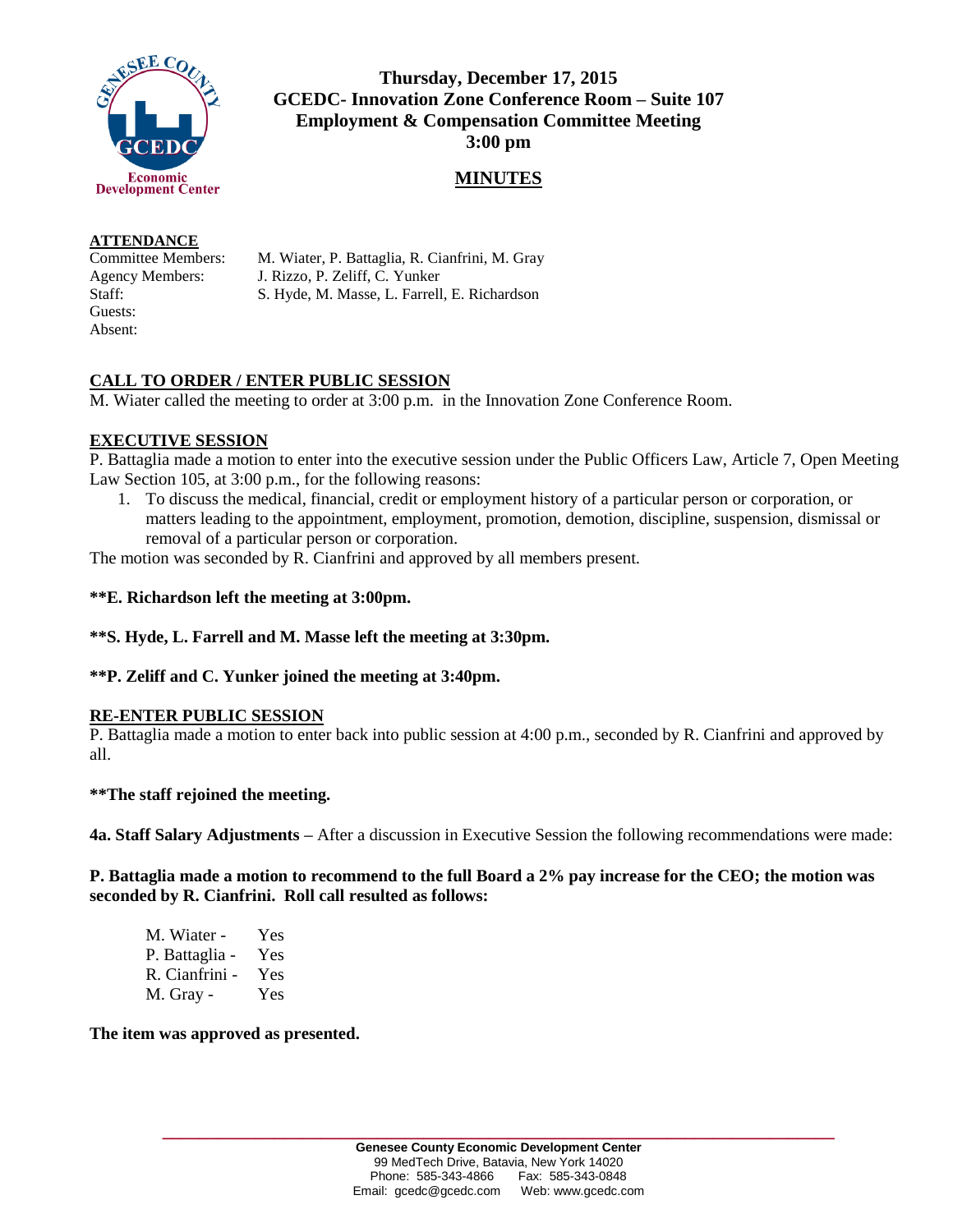**Thursday, December 17, 2015**
**GCEDC- Innovation Zone Conference Room – Suite 107**
**Employment & Compensation Committee Meeting**
**3:00 pm**

## MINUTES

**ATTENDANCE**

Committee Members: M. Wiater, P. Battaglia, R. Cianfrini, M. Gray
Agency Members: J. Rizzo, P. Zeliff, C. Yunker
Staff: S. Hyde, M. Masse, L. Farrell, E. Richardson
Guests:
Absent:

**CALL TO ORDER / ENTER PUBLIC SESSION**

M. Wiater called the meeting to order at 3:00 p.m. in the Innovation Zone Conference Room.

**EXECUTIVE SESSION**

P. Battaglia made a motion to enter into the executive session under the Public Officers Law, Article 7, Open Meeting Law Section 105, at 3:00 p.m., for the following reasons:

1. To discuss the medical, financial, credit or employment history of a particular person or corporation, or matters leading to the appointment, employment, promotion, demotion, discipline, suspension, dismissal or removal of a particular person or corporation.

The motion was seconded by R. Cianfrini and approved by all members present.

**\*\*E. Richardson left the meeting at 3:00pm.**

**\*\*S. Hyde, L. Farrell and M. Masse left the meeting at 3:30pm.**

**\*\*P. Zeliff and C. Yunker joined the meeting at 3:40pm.**

**RE-ENTER PUBLIC SESSION**

P. Battaglia made a motion to enter back into public session at 4:00 p.m., seconded by R. Cianfrini and approved by all.

**\*\*The staff rejoined the meeting.**

**4a. Staff Salary Adjustments –** After a discussion in Executive Session the following recommendations were made:

**P. Battaglia made a motion to recommend to the full Board a 2% pay increase for the CEO; the motion was seconded by R. Cianfrini. Roll call resulted as follows:**

M. Wiater - Yes
P. Battaglia - Yes
R. Cianfrini - Yes
M. Gray - Yes

**The item was approved as presented.**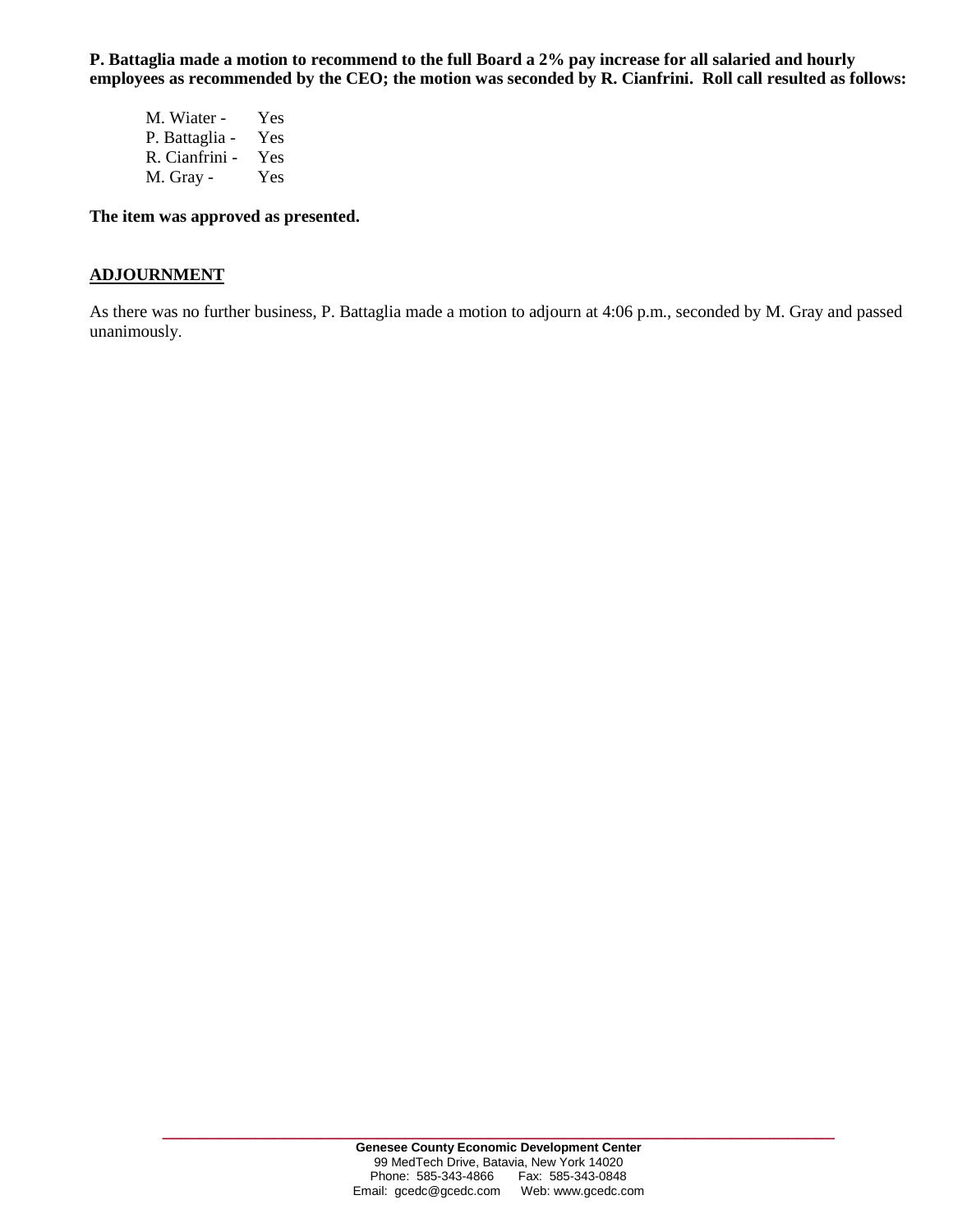**P. Battaglia made a motion to recommend to the full Board a 2% pay increase for all salaried and hourly employees as recommended by the CEO; the motion was seconded by R. Cianfrini. Roll call resulted as follows:**

| | |
|---|---|
| M. Wiater - | Yes |
| P. Battaglia - | Yes |
| R. Cianfrini - | Yes |
| M. Gray - | Yes |

**The item was approved as presented.**

## ADJOURNMENT

As there was no further business, P. Battaglia made a motion to adjourn at 4:06 p.m., seconded by M. Gray and passed unanimously.